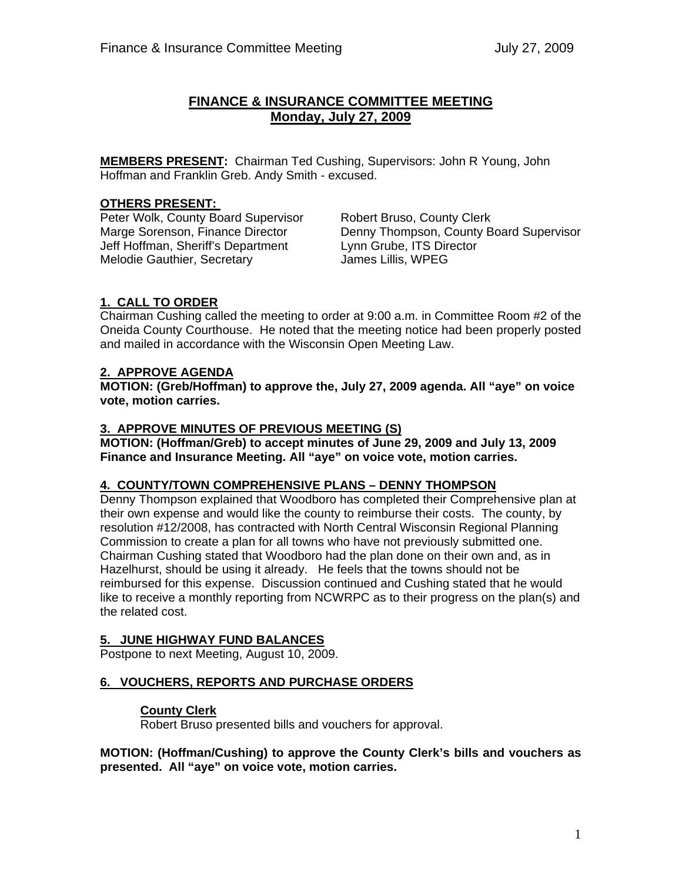# FINANCE & INSURANCE COMMITTEE MEETING
## Monday, July 27, 2009

**MEMBERS PRESENT:** Chairman Ted Cushing, Supervisors: John R Young, John Hoffman and Franklin Greb. Andy Smith - excused.

**OTHERS PRESENT:**

Peter Wolk, County Board Supervisor
Marge Sorenson, Finance Director
Jeff Hoffman, Sheriff's Department
Melodie Gauthier, Secretary
Robert Bruso, County Clerk
Denny Thompson, County Board Supervisor
Lynn Grube, ITS Director
James Lillis, WPEG

### 1. CALL TO ORDER

Chairman Cushing called the meeting to order at 9:00 a.m. in Committee Room #2 of the Oneida County Courthouse. He noted that the meeting notice had been properly posted and mailed in accordance with the Wisconsin Open Meeting Law.

### 2. APPROVE AGENDA

**MOTION: (Greb/Hoffman) to approve the, July 27, 2009 agenda. All "aye" on voice vote, motion carries.**

### 3. APPROVE MINUTES OF PREVIOUS MEETING (S)

**MOTION: (Hoffman/Greb) to accept minutes of June 29, 2009 and July 13, 2009 Finance and Insurance Meeting. All "aye" on voice vote, motion carries.**

### 4. COUNTY/TOWN COMPREHENSIVE PLANS – DENNY THOMPSON

Denny Thompson explained that Woodboro has completed their Comprehensive plan at their own expense and would like the county to reimburse their costs. The county, by resolution #12/2008, has contracted with North Central Wisconsin Regional Planning Commission to create a plan for all towns who have not previously submitted one. Chairman Cushing stated that Woodboro had the plan done on their own and, as in Hazelhurst, should be using it already. He feels that the towns should not be reimbursed for this expense. Discussion continued and Cushing stated that he would like to receive a monthly reporting from NCWRPC as to their progress on the plan(s) and the related cost.

### 5. JUNE HIGHWAY FUND BALANCES

Postpone to next Meeting, August 10, 2009.

### 6. VOUCHERS, REPORTS AND PURCHASE ORDERS

**County Clerk**

Robert Bruso presented bills and vouchers for approval.

**MOTION: (Hoffman/Cushing) to approve the County Clerk's bills and vouchers as presented. All "aye" on voice vote, motion carries.**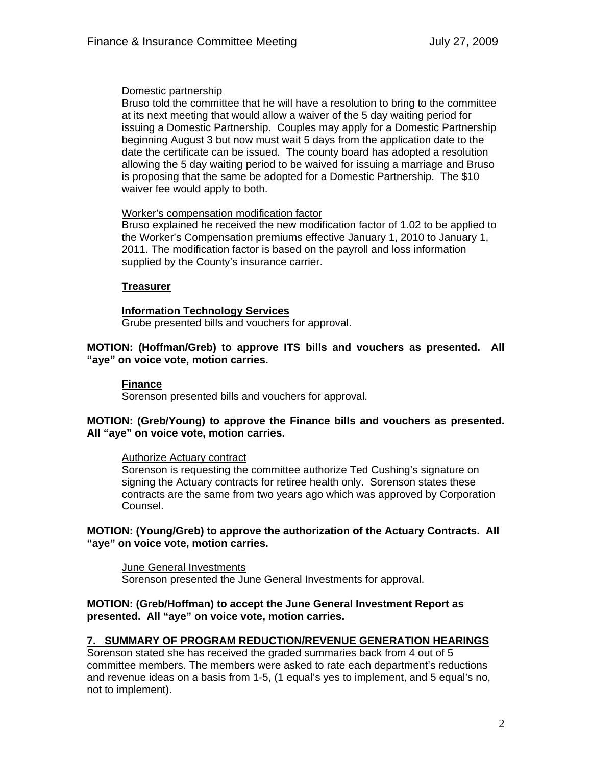Domestic partnership

Bruso told the committee that he will have a resolution to bring to the committee at its next meeting that would allow a waiver of the 5 day waiting period for issuing a Domestic Partnership. Couples may apply for a Domestic Partnership beginning August 3 but now must wait 5 days from the application date to the date the certificate can be issued. The county board has adopted a resolution allowing the 5 day waiting period to be waived for issuing a marriage and Bruso is proposing that the same be adopted for a Domestic Partnership. The $10 waiver fee would apply to both.

Worker's compensation modification factor

Bruso explained he received the new modification factor of 1.02 to be applied to the Worker's Compensation premiums effective January 1, 2010 to January 1, 2011. The modification factor is based on the payroll and loss information supplied by the County's insurance carrier.

**Treasurer**

**Information Technology Services**

Grube presented bills and vouchers for approval.

**MOTION: (Hoffman/Greb) to approve ITS bills and vouchers as presented. All "aye" on voice vote, motion carries.**

**Finance**

Sorenson presented bills and vouchers for approval.

**MOTION: (Greb/Young) to approve the Finance bills and vouchers as presented. All "aye" on voice vote, motion carries.**

Authorize Actuary contract

Sorenson is requesting the committee authorize Ted Cushing's signature on signing the Actuary contracts for retiree health only. Sorenson states these contracts are the same from two years ago which was approved by Corporation Counsel.

**MOTION: (Young/Greb) to approve the authorization of the Actuary Contracts. All "aye" on voice vote, motion carries.**

June General Investments

Sorenson presented the June General Investments for approval.

**MOTION: (Greb/Hoffman) to accept the June General Investment Report as presented. All "aye" on voice vote, motion carries.**

## 7. SUMMARY OF PROGRAM REDUCTION/REVENUE GENERATION HEARINGS

Sorenson stated she has received the graded summaries back from 4 out of 5 committee members. The members were asked to rate each department's reductions and revenue ideas on a basis from 1-5, (1 equal's yes to implement, and 5 equal's no, not to implement).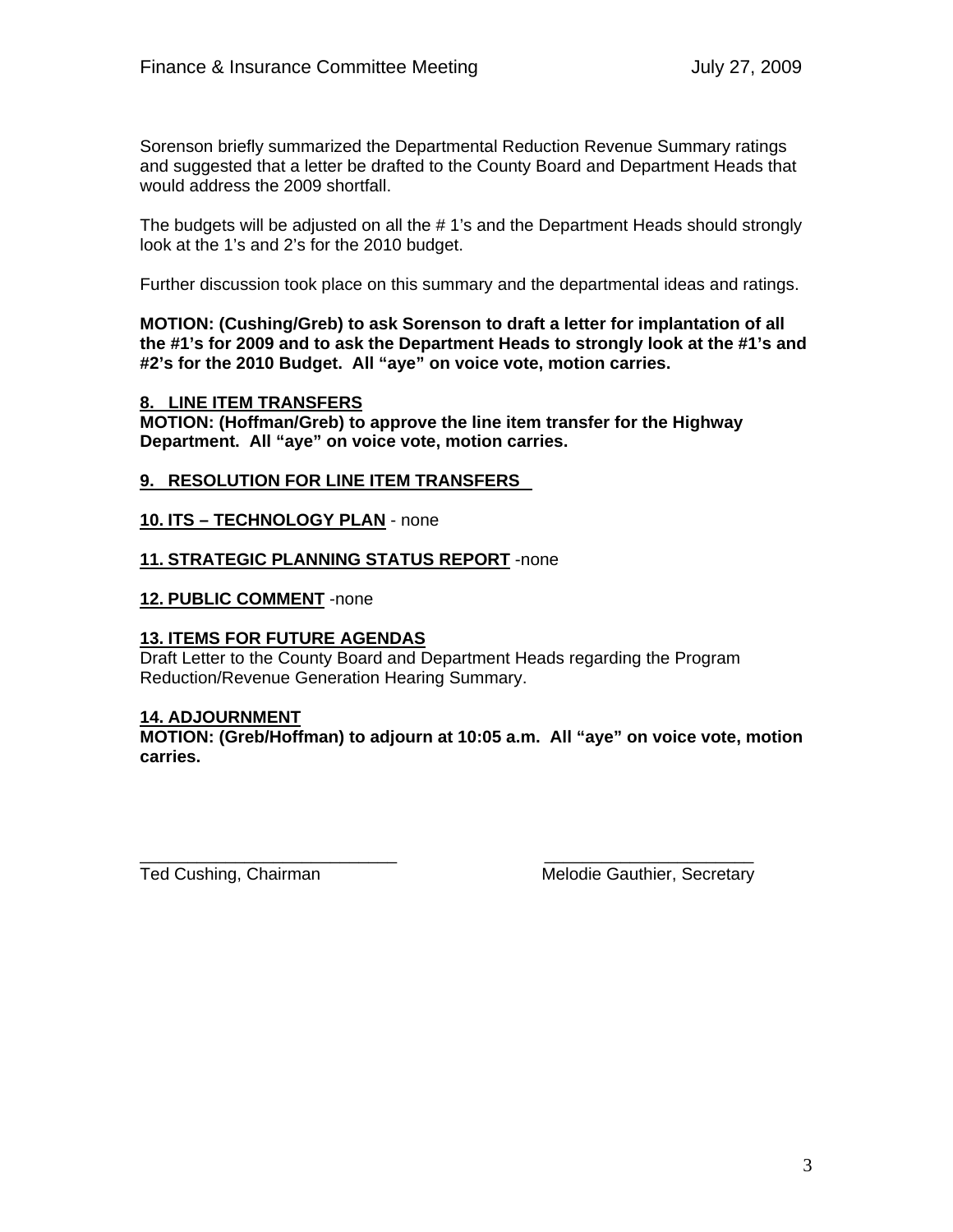Sorenson briefly summarized the Departmental Reduction Revenue Summary ratings and suggested that a letter be drafted to the County Board and Department Heads that would address the 2009 shortfall.

The budgets will be adjusted on all the # 1's and the Department Heads should strongly look at the 1's and 2's for the 2010 budget.

Further discussion took place on this summary and the departmental ideas and ratings.

**MOTION: (Cushing/Greb) to ask Sorenson to draft a letter for implantation of all the #1's for 2009 and to ask the Department Heads to strongly look at the #1's and #2's for the 2010 Budget. All "aye" on voice vote, motion carries.**

**8. LINE ITEM TRANSFERS**

**MOTION: (Hoffman/Greb) to approve the line item transfer for the Highway Department. All "aye" on voice vote, motion carries.**

**9. RESOLUTION FOR LINE ITEM TRANSFERS**

**10. ITS – TECHNOLOGY PLAN** - none

**11. STRATEGIC PLANNING STATUS REPORT** -none

**12. PUBLIC COMMENT** -none

**13. ITEMS FOR FUTURE AGENDAS**

Draft Letter to the County Board and Department Heads regarding the Program Reduction/Revenue Generation Hearing Summary.

**14. ADJOURNMENT**

**MOTION: (Greb/Hoffman) to adjourn at 10:05 a.m. All "aye" on voice vote, motion carries.**

___________________________ Ted Cushing, Chairman

___________________________ Melodie Gauthier, Secretary